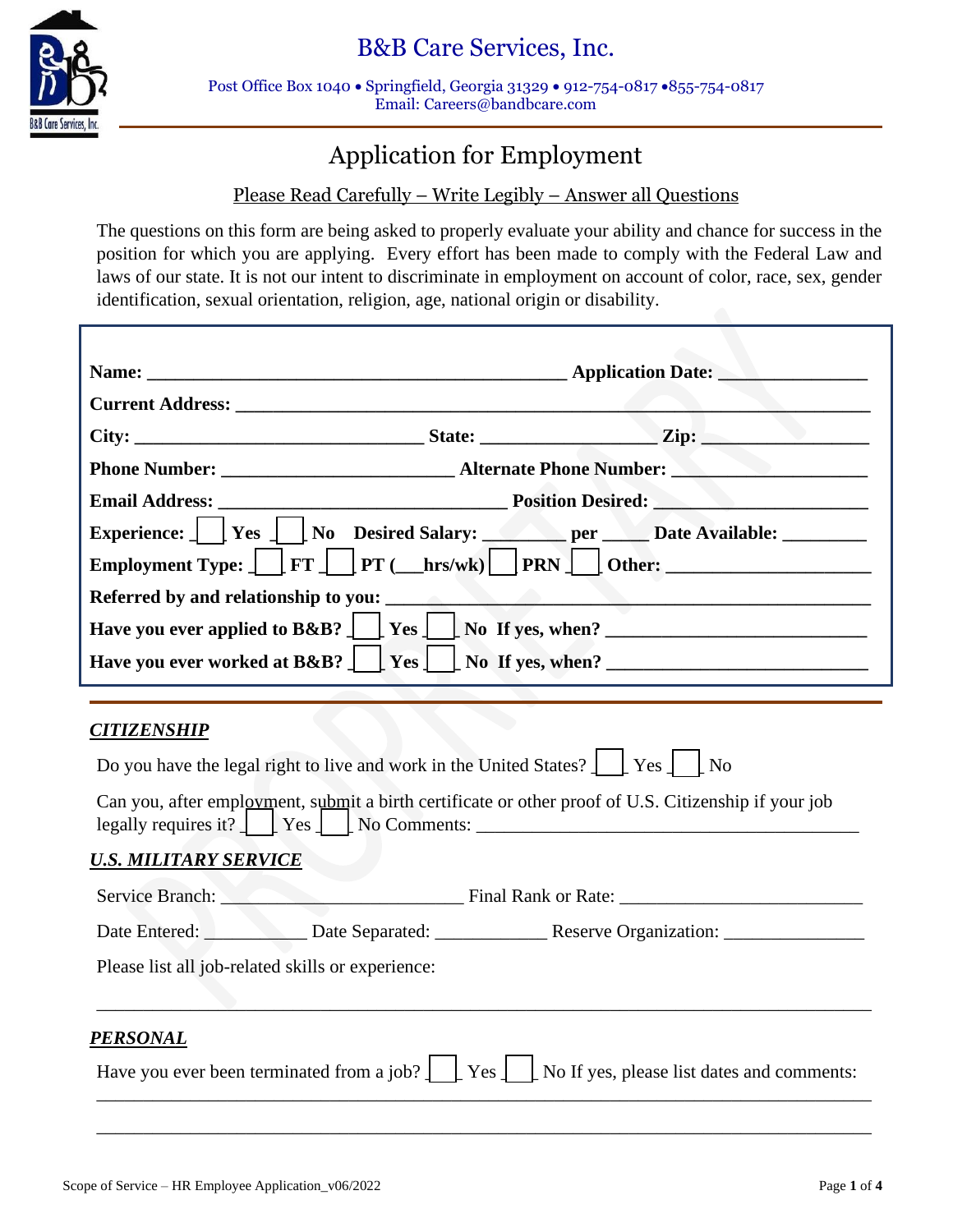# B&B Care Services, Inc.

Post Office Box 1040 • Springfield, Georgia 31329 • 912-754-0817 •855-754-0817
Email: Careers@bandbcare.com

## Application for Employment

Please Read Carefully – Write Legibly – Answer all Questions

The questions on this form are being asked to properly evaluate your ability and chance for success in the position for which you are applying. Every effort has been made to comply with the Federal Law and laws of our state. It is not our intent to discriminate in employment on account of color, race, sex, gender identification, sexual orientation, religion, age, national origin or disability.

**Name:** _______________________________________________ **Application Date:** ________________

**Current Address:** _______________________________________________________________________

**City:** ________________________________ **State:** __________________ **Zip:** __________________

**Phone Number:** __________________________ **Alternate Phone Number:** ____________________

**Email Address:** ________________________________ **Position Desired:** ______________________

**Experience:** ☐ **Yes** ☐ **No** **Desired Salary:** _________ **per** _____ **Date Available:** _________

**Employment Type:** ☐ **FT** ☐ **PT (___hrs/wk)** ☐ **PRN** ☐ **Other:** _____________________

**Referred by and relationship to you:** ______________________________________________________

**Have you ever applied to B&B?** ☐ **Yes** ☐ **No If yes, when?** ____________________________

**Have you ever worked at B&B?** ☐ **Yes** ☐ **No If yes, when?** ____________________________

### *CITIZENSHIP*

Do you have the legal right to live and work in the United States? ☐ Yes ☐ No

Can you, after employment, submit a birth certificate or other proof of U.S. Citizenship if your job legally requires it? ☐ Yes ☐ No Comments: ____________________________________________

### *U.S. MILITARY SERVICE*

Service Branch: __________________________ Final Rank or Rate: __________________________

Date Entered: ___________ Date Separated: ____________ Reserve Organization: _______________

Please list all job-related skills or experience:

______________________________________________________________________________________

### *PERSONAL*

Have you ever been terminated from a job? ☐ Yes ☐ No If yes, please list dates and comments:

______________________________________________________________________________________

______________________________________________________________________________________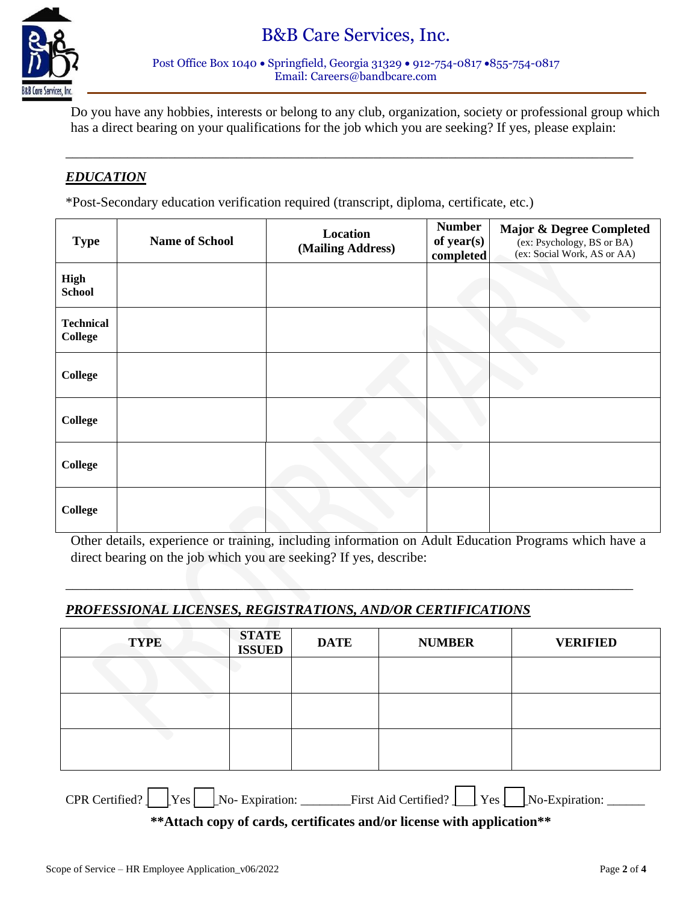# B&B Care Services, Inc.

Post Office Box 1040 • Springfield, Georgia 31329 • 912-754-0817 •855-754-0817
Email: Careers@bandbcare.com

Do you have any hobbies, interests or belong to any club, organization, society or professional group which has a direct bearing on your qualifications for the job which you are seeking? If yes, please explain:

___________________________________________________________________________

## *EDUCATION*

*Post-Secondary education verification required (transcript, diploma, certificate, etc.)

| Type | Name of School | Location (Mailing Address) | Number of year(s) completed | Major & Degree Completed (ex: Psychology, BS or BA) (ex: Social Work, AS or AA) |
|---|---|---|---|---|
| **High School** | | | | |
| **Technical College** | | | | |
| **College** | | | | |
| **College** | | | | |
| **College** | | | | |
| **College** | | | | |

Other details, experience or training, including information on Adult Education Programs which have a direct bearing on the job which you are seeking? If yes, describe:

___________________________________________________________________________

## *PROFESSIONAL LICENSES, REGISTRATIONS, AND/OR CERTIFICATIONS*

| TYPE | STATE ISSUED | DATE | NUMBER | VERIFIED |
|---|---|---|---|---|
| | | | | |
| | | | | |
| | | | | |

CPR Certified? ___Yes ___No- Expiration: _______ First Aid Certified? ___ Yes ___No-Expiration: ______

**\*\*Attach copy of cards, certificates and/or license with application\*\***

Scope of Service – HR Employee Application_v06/2022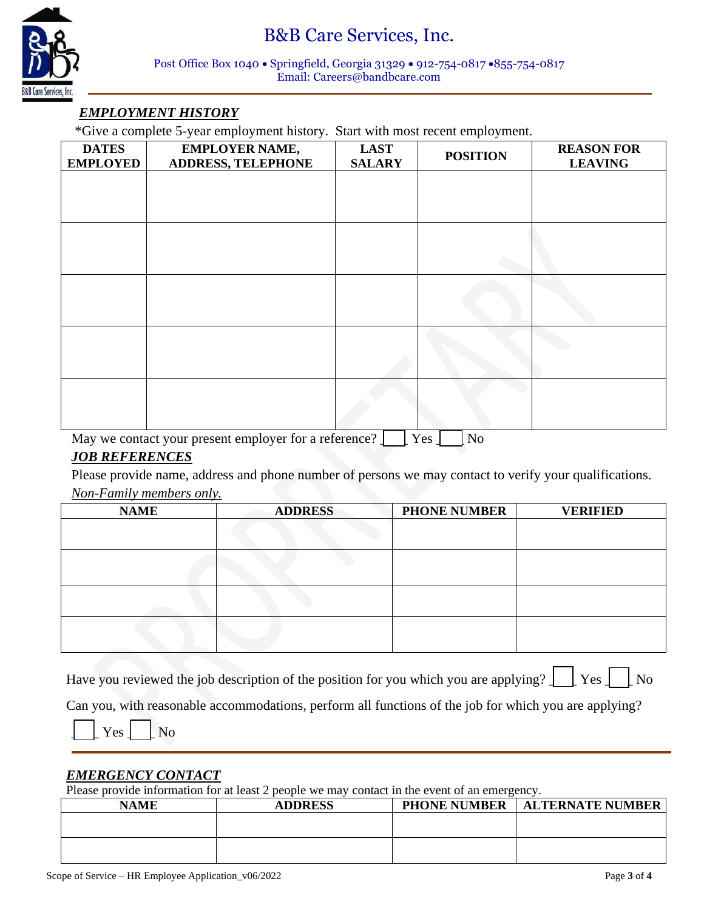# B&B Care Services, Inc.

Post Office Box 1040 • Springfield, Georgia 31329 • 912-754-0817 •855-754-0817
Email: Careers@bandbcare.com

## *EMPLOYMENT HISTORY*

*Give a complete 5-year employment history. Start with most recent employment.

| DATES EMPLOYED | EMPLOYER NAME, ADDRESS, TELEPHONE | LAST SALARY | POSITION | REASON FOR LEAVING |
|---|---|---|---|---|
| | | | | |
| | | | | |
| | | | | |
| | | | | |
| | | | | |

May we contact your present employer for a reference? ☐ Yes ☐ No

## *JOB REFERENCES*

Please provide name, address and phone number of persons we may contact to verify your qualifications. *Non-Family members only.*

| NAME | ADDRESS | PHONE NUMBER | VERIFIED |
|---|---|---|---|
| | | | |
| | | | |
| | | | |
| | | | |

Have you reviewed the job description of the position for you which you are applying? ☐ Yes ☐ No

Can you, with reasonable accommodations, perform all functions of the job for which you are applying?

☐ Yes ☐ No

## *EMERGENCY CONTACT*

Please provide information for at least 2 people we may contact in the event of an emergency.

| NAME | ADDRESS | PHONE NUMBER | ALTERNATE NUMBER |
|---|---|---|---|
| | | | |
| | | | |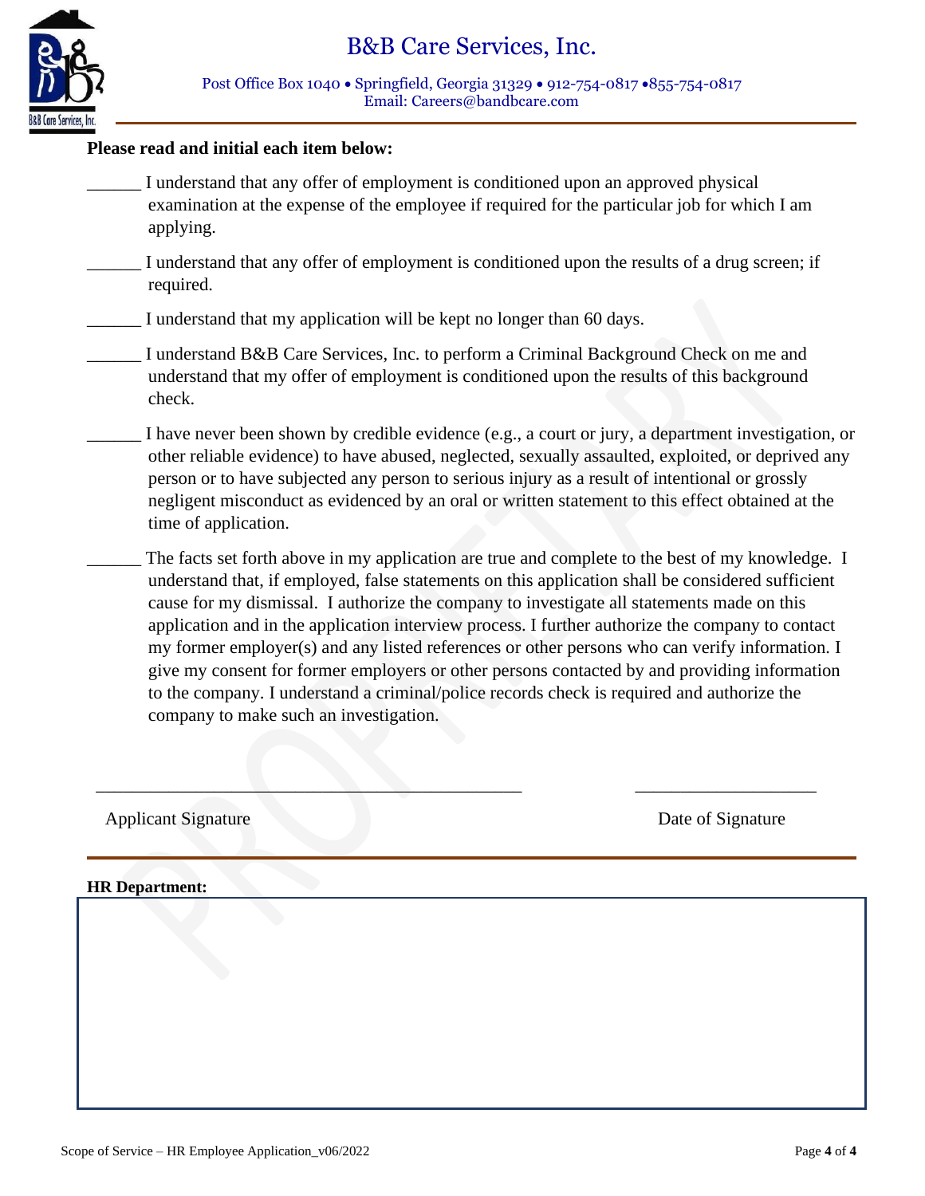# B&B Care Services, Inc.

Post Office Box 1040 • Springfield, Georgia 31329 • 912-754-0817 •855-754-0817
Email: Careers@bandbcare.com

**Please read and initial each item below:**

______ I understand that any offer of employment is conditioned upon an approved physical examination at the expense of the employee if required for the particular job for which I am applying.

______ I understand that any offer of employment is conditioned upon the results of a drug screen; if required.

______ I understand that my application will be kept no longer than 60 days.

______ I understand B&B Care Services, Inc. to perform a Criminal Background Check on me and understand that my offer of employment is conditioned upon the results of this background check.

______ I have never been shown by credible evidence (e.g., a court or jury, a department investigation, or other reliable evidence) to have abused, neglected, sexually assaulted, exploited, or deprived any person or to have subjected any person to serious injury as a result of intentional or grossly negligent misconduct as evidenced by an oral or written statement to this effect obtained at the time of application.

______ The facts set forth above in my application are true and complete to the best of my knowledge. I understand that, if employed, false statements on this application shall be considered sufficient cause for my dismissal. I authorize the company to investigate all statements made on this application and in the application interview process. I further authorize the company to contact my former employer(s) and any listed references or other persons who can verify information. I give my consent for former employers or other persons contacted by and providing information to the company. I understand a criminal/police records check is required and authorize the company to make such an investigation.

_______________________________________________ ____________________

Applicant Signature Date of Signature

**HR Department:**

Scope of Service – HR Employee Application_v06/2022